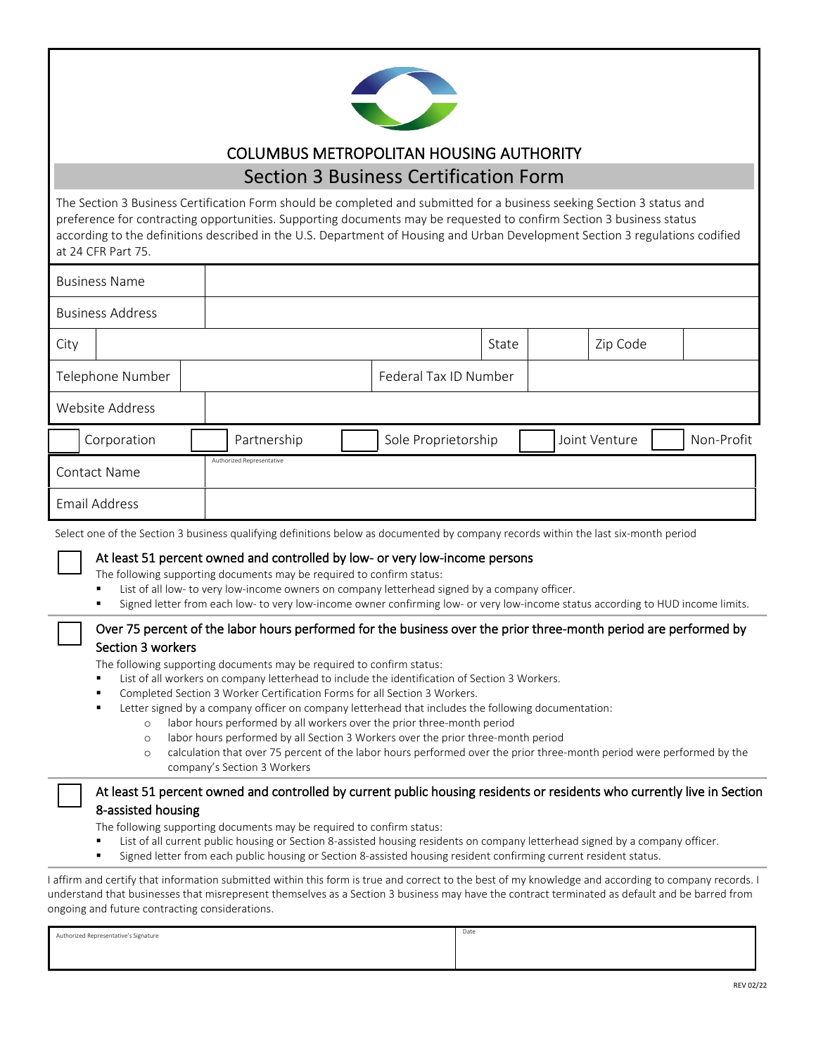# COLUMBUS METROPOLITAN HOUSING AUTHORITY

## Section 3 Business Certification Form

The Section 3 Business Certification Form should be completed and submitted for a business seeking Section 3 status and preference for contracting opportunities. Supporting documents may be requested to confirm Section 3 business status according to the definitions described in the U.S. Department of Housing and Urban Development Section 3 regulations codified at 24 CFR Part 75.

| Business Name | | | | | |
|---|---|---|---|---|---|
| Business Address | | | | | |
| City | | State | | Zip Code | |
| Telephone Number | | Federal Tax ID Number | | | |
| Website Address | | | | | |

☐ Corporation ☐ Partnership ☐ Sole Proprietorship ☐ Joint Venture ☐ Non-Profit

| Contact Name | Authorized Representative |
|---|---|
| Email Address | |

Select one of the Section 3 business qualifying definitions below as documented by company records within the last six-month period

☐ **At least 51 percent owned and controlled by low- or very low-income persons**

The following supporting documents may be required to confirm status:

- List of all low- to very low-income owners on company letterhead signed by a company officer.
- Signed letter from each low- to very low-income owner confirming low- or very low-income status according to HUD income limits.

☐ **Over 75 percent of the labor hours performed for the business over the prior three-month period are performed by Section 3 workers**

The following supporting documents may be required to confirm status:

- List of all workers on company letterhead to include the identification of Section 3 Workers.
- Completed Section 3 Worker Certification Forms for all Section 3 Workers.
- Letter signed by a company officer on company letterhead that includes the following documentation:
  - labor hours performed by all workers over the prior three-month period
  - labor hours performed by all Section 3 Workers over the prior three-month period
  - calculation that over 75 percent of the labor hours performed over the prior three-month period were performed by the company's Section 3 Workers

☐ **At least 51 percent owned and controlled by current public housing residents or residents who currently live in Section 8-assisted housing**

The following supporting documents may be required to confirm status:

- List of all current public housing or Section 8-assisted housing residents on company letterhead signed by a company officer.
- Signed letter from each public housing or Section 8-assisted housing resident confirming current resident status.

I affirm and certify that information submitted within this form is true and correct to the best of my knowledge and according to company records. I understand that businesses that misrepresent themselves as a Section 3 business may have the contract terminated as default and be barred from ongoing and future contracting considerations.

| Authorized Representative's Signature | Date |
|---|---|
| | |

REV 02/22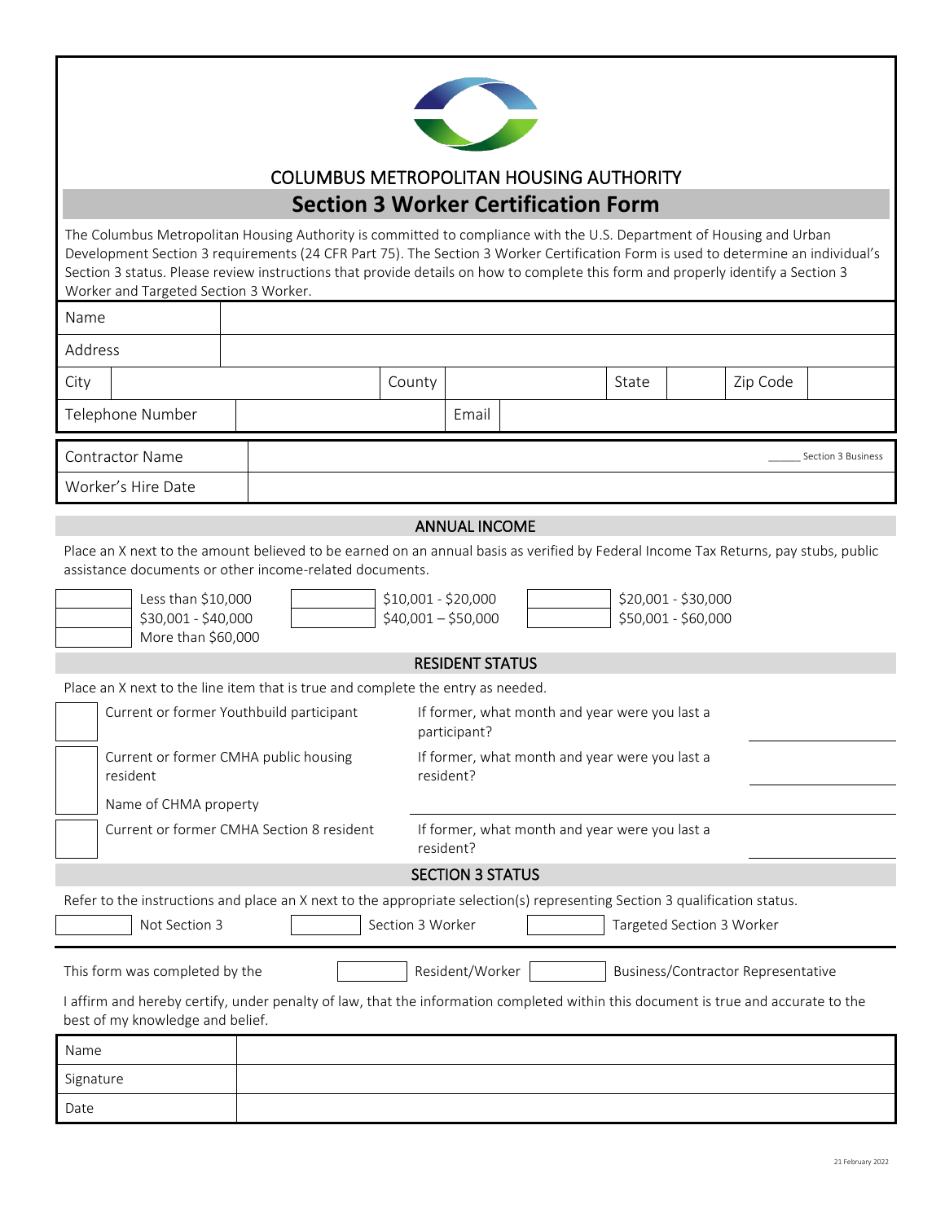# COLUMBUS METROPOLITAN HOUSING AUTHORITY

## Section 3 Worker Certification Form

The Columbus Metropolitan Housing Authority is committed to compliance with the U.S. Department of Housing and Urban Development Section 3 requirements (24 CFR Part 75). The Section 3 Worker Certification Form is used to determine an individual's Section 3 status. Please review instructions that provide details on how to complete this form and properly identify a Section 3 Worker and Targeted Section 3 Worker.

| Name | | | | | | | |
|---|---|---|---|---|---|---|---|
| Address | | | | | | | |
| City | | County | | State | | Zip Code | |
| Telephone Number | | Email | | | | | |

| Contractor Name | ______ Section 3 Business |
|---|---|
| Worker's Hire Date | |

### ANNUAL INCOME

Place an X next to the amount believed to be earned on an annual basis as verified by Federal Income Tax Returns, pay stubs, public assistance documents or other income-related documents.

| | | | | | |
|---|---|---|---|---|---|
| | Less than $10,000 | | $10,001 - $20,000 | | $20,001 - $30,000 |
| | $30,001 - $40,000 | | $40,001 – $50,000 | | $50,001 - $60,000 |
| | More than $60,000 | | | | |

### RESIDENT STATUS

Place an X next to the line item that is true and complete the entry as needed.

| | | | |
|---|---|---|---|
| | Current or former Youthbuild participant | If former, what month and year were you last a participant? | |
| | Current or former CMHA public housing resident | If former, what month and year were you last a resident? | |
| | Name of CHMA property | | |
| | Current or former CMHA Section 8 resident | If former, what month and year were you last a resident? | |

### SECTION 3 STATUS

Refer to the instructions and place an X next to the appropriate selection(s) representing Section 3 qualification status.

| | | | | | |
|---|---|---|---|---|---|
| | Not Section 3 | | Section 3 Worker | | Targeted Section 3 Worker |

This form was completed by the ☐ Resident/Worker ☐ Business/Contractor Representative

I affirm and hereby certify, under penalty of law, that the information completed within this document is true and accurate to the best of my knowledge and belief.

| Name | |
|---|---|
| Signature | |
| Date | |

21 February 2022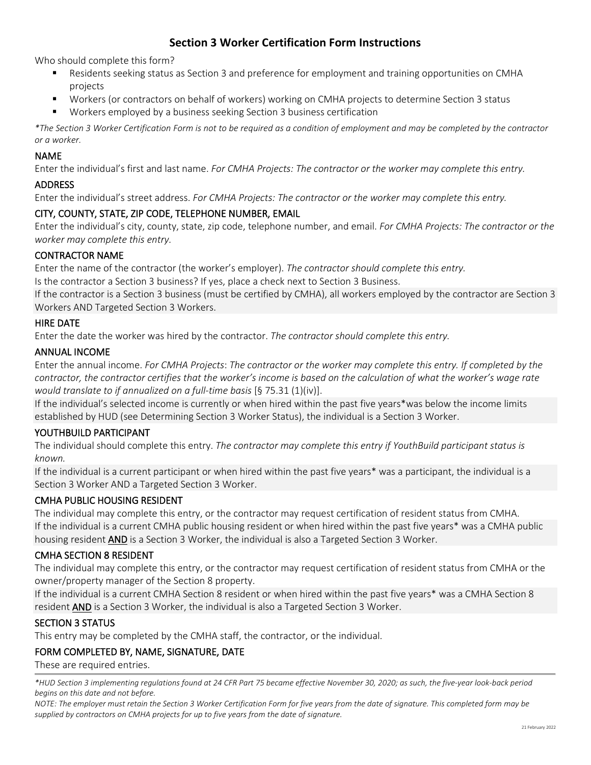# Section 3 Worker Certification Form Instructions

Who should complete this form?

- Residents seeking status as Section 3 and preference for employment and training opportunities on CMHA projects
- Workers (or contractors on behalf of workers) working on CMHA projects to determine Section 3 status
- Workers employed by a business seeking Section 3 business certification

*\*The Section 3 Worker Certification Form is not to be required as a condition of employment and may be completed by the contractor or a worker.*

## NAME

Enter the individual's first and last name. *For CMHA Projects: The contractor or the worker may complete this entry.*

## ADDRESS

Enter the individual's street address. *For CMHA Projects: The contractor or the worker may complete this entry.*

## CITY, COUNTY, STATE, ZIP CODE, TELEPHONE NUMBER, EMAIL

Enter the individual's city, county, state, zip code, telephone number, and email. *For CMHA Projects: The contractor or the worker may complete this entry.*

## CONTRACTOR NAME

Enter the name of the contractor (the worker's employer). *The contractor should complete this entry.*

Is the contractor a Section 3 business? If yes, place a check next to Section 3 Business.

If the contractor is a Section 3 business (must be certified by CMHA), all workers employed by the contractor are Section 3 Workers AND Targeted Section 3 Workers.

## HIRE DATE

Enter the date the worker was hired by the contractor. *The contractor should complete this entry.*

## ANNUAL INCOME

Enter the annual income. *For CMHA Projects*: *The contractor or the worker may complete this entry. If completed by the contractor, the contractor certifies that the worker's income is based on the calculation of what the worker's wage rate would translate to if annualized on a full-time basis* [§ 75.31 (1)(iv)].

If the individual's selected income is currently or when hired within the past five years\*was below the income limits established by HUD (see Determining Section 3 Worker Status), the individual is a Section 3 Worker.

## YOUTHBUILD PARTICIPANT

The individual should complete this entry. *The contractor may complete this entry if YouthBuild participant status is known.*

If the individual is a current participant or when hired within the past five years\* was a participant, the individual is a Section 3 Worker AND a Targeted Section 3 Worker.

## CMHA PUBLIC HOUSING RESIDENT

The individual may complete this entry, or the contractor may request certification of resident status from CMHA.

If the individual is a current CMHA public housing resident or when hired within the past five years\* was a CMHA public housing resident **AND** is a Section 3 Worker, the individual is also a Targeted Section 3 Worker.

## CMHA SECTION 8 RESIDENT

The individual may complete this entry, or the contractor may request certification of resident status from CMHA or the owner/property manager of the Section 8 property.

If the individual is a current CMHA Section 8 resident or when hired within the past five years\* was a CMHA Section 8 resident **AND** is a Section 3 Worker, the individual is also a Targeted Section 3 Worker.

## SECTION 3 STATUS

This entry may be completed by the CMHA staff, the contractor, or the individual.

## FORM COMPLETED BY, NAME, SIGNATURE, DATE

These are required entries.

---

*\*HUD Section 3 implementing regulations found at 24 CFR Part 75 became effective November 30, 2020; as such, the five-year look-back period begins on this date and not before.*

*NOTE: The employer must retain the Section 3 Worker Certification Form for five years from the date of signature. This completed form may be supplied by contractors on CMHA projects for up to five years from the date of signature.*

21 February 2022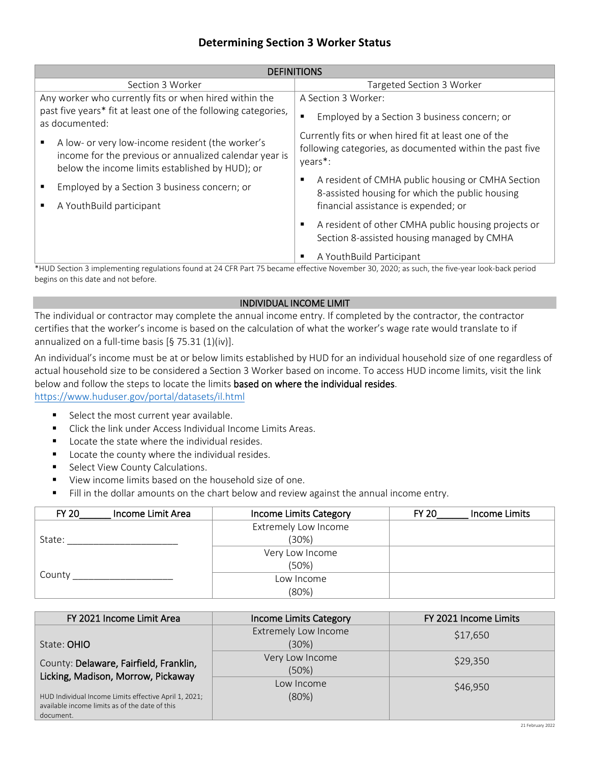# Determining Section 3 Worker Status

| DEFINITIONS | |
|---|---|
| Section 3 Worker | Targeted Section 3 Worker |
| Any worker who currently fits or when hired within the past five years* fit at least one of the following categories, as documented:<br>▪ A low- or very low-income resident (the worker's income for the previous or annualized calendar year is below the income limits established by HUD); or<br>▪ Employed by a Section 3 business concern; or<br>▪ A YouthBuild participant | A Section 3 Worker:<br>▪ Employed by a Section 3 business concern; or<br>Currently fits or when hired fit at least one of the following categories, as documented within the past five years*:<br>▪ A resident of CMHA public housing or CMHA Section 8-assisted housing for which the public housing financial assistance is expended; or<br>▪ A resident of other CMHA public housing projects or Section 8-assisted housing managed by CMHA<br>▪ A YouthBuild Participant |

*HUD Section 3 implementing regulations found at 24 CFR Part 75 became effective November 30, 2020; as such, the five-year look-back period begins on this date and not before.

## INDIVIDUAL INCOME LIMIT

The individual or contractor may complete the annual income entry. If completed by the contractor, the contractor certifies that the worker's income is based on the calculation of what the worker's wage rate would translate to if annualized on a full-time basis [§ 75.31 (1)(iv)].

An individual's income must be at or below limits established by HUD for an individual household size of one regardless of actual household size to be considered a Section 3 Worker based on income. To access HUD income limits, visit the link below and follow the steps to locate the limits **based on where the individual resides**.
https://www.huduser.gov/portal/datasets/il.html

- Select the most current year available.
- Click the link under Access Individual Income Limits Areas.
- Locate the state where the individual resides.
- Locate the county where the individual resides.
- Select View County Calculations.
- View income limits based on the household size of one.
- Fill in the dollar amounts on the chart below and review against the annual income entry.

| FY 20______ Income Limit Area | Income Limits Category | FY 20______ Income Limits |
|---|---|---|
| State: ____________________ | Extremely Low Income (30%) | |
| | Very Low Income (50%) | |
| County ___________________ | Low Income (80%) | |

| FY 2021 Income Limit Area | Income Limits Category | FY 2021 Income Limits |
|---|---|---|
| State: **OHIO** | Extremely Low Income (30%) | $17,650 |
| County: **Delaware, Fairfield, Franklin, Licking, Madison, Morrow, Pickaway** | Very Low Income (50%) | $29,350 |
| HUD Individual Income Limits effective April 1, 2021; available income limits as of the date of this document. | Low Income (80%) | $46,950 |

21 February 2022